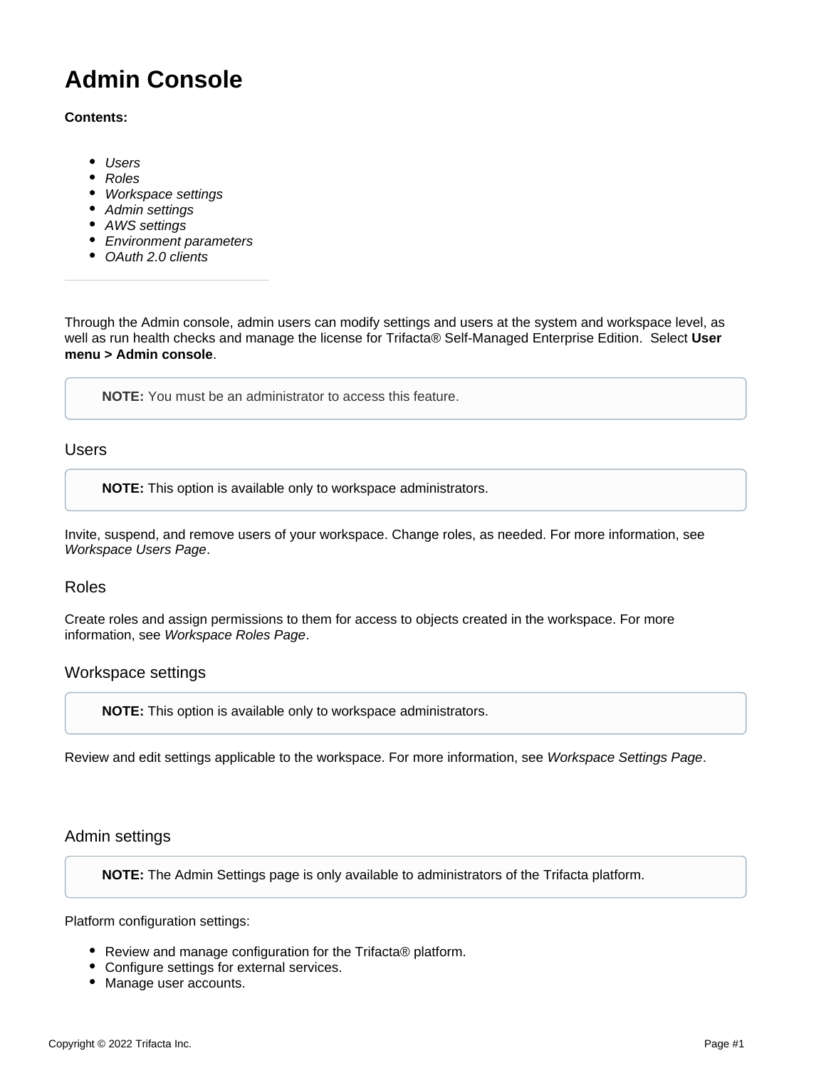# Admin Console

**Contents:**

- *Users*
- *Roles*
- *Workspace settings*
- *Admin settings*
- *AWS settings*
- *Environment parameters*
- *OAuth 2.0 clients*

---

Through the Admin console, admin users can modify settings and users at the system and workspace level, as well as run health checks and manage the license for Trifacta® Self-Managed Enterprise Edition. Select **User menu > Admin console**.

> **NOTE:** You must be an administrator to access this feature.

## Users

> **NOTE:** This option is available only to workspace administrators.

Invite, suspend, and remove users of your workspace. Change roles, as needed. For more information, see *Workspace Users Page*.

## Roles

Create roles and assign permissions to them for access to objects created in the workspace. For more information, see *Workspace Roles Page*.

## Workspace settings

> **NOTE:** This option is available only to workspace administrators.

Review and edit settings applicable to the workspace. For more information, see *Workspace Settings Page*.

## Admin settings

> **NOTE:** The Admin Settings page is only available to administrators of the Trifacta platform.

Platform configuration settings:

- Review and manage configuration for the Trifacta® platform.
- Configure settings for external services.
- Manage user accounts.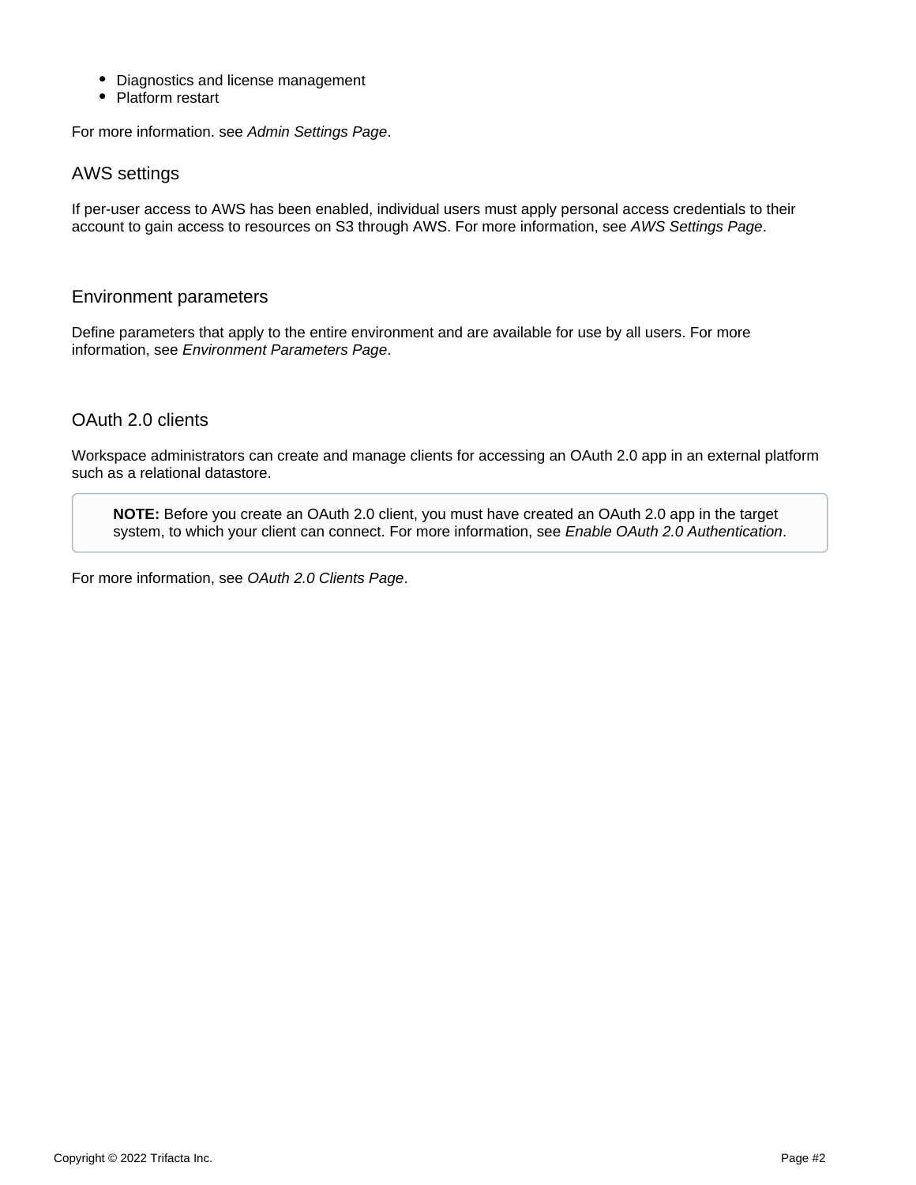- Diagnostics and license management
- Platform restart

For more information. see *Admin Settings Page*.

## AWS settings

If per-user access to AWS has been enabled, individual users must apply personal access credentials to their account to gain access to resources on S3 through AWS. For more information, see *AWS Settings Page*.

## Environment parameters

Define parameters that apply to the entire environment and are available for use by all users. For more information, see *Environment Parameters Page*.

## OAuth 2.0 clients

Workspace administrators can create and manage clients for accessing an OAuth 2.0 app in an external platform such as a relational datastore.

> **NOTE:** Before you create an OAuth 2.0 client, you must have created an OAuth 2.0 app in the target system, to which your client can connect. For more information, see *Enable OAuth 2.0 Authentication*.

For more information, see *OAuth 2.0 Clients Page*.